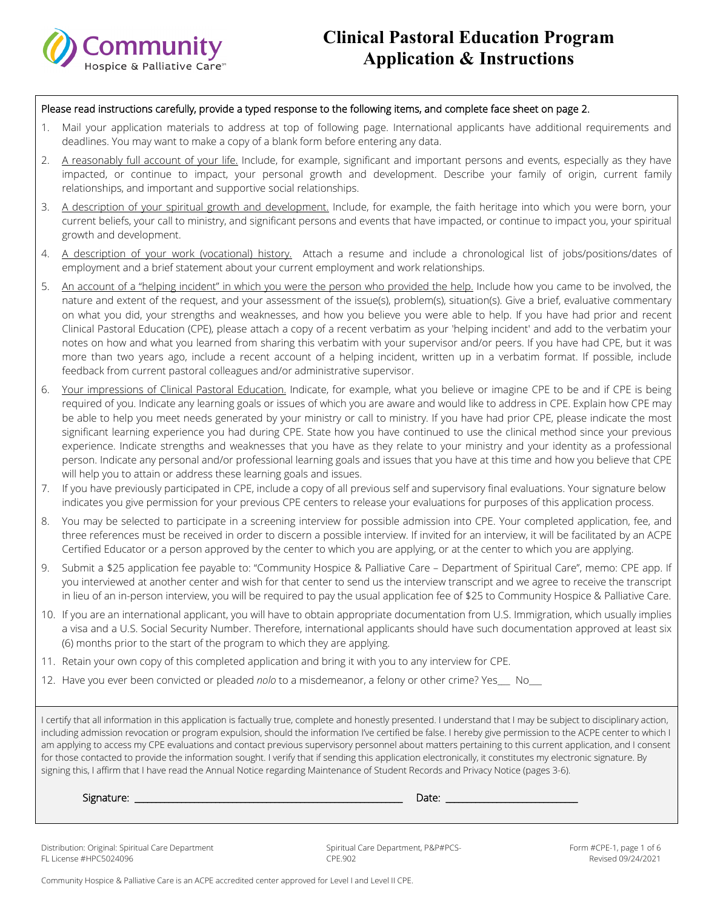Community Hospice & Palliative Care℠

# Clinical Pastoral Education Program Application & Instructions

Please read instructions carefully, provide a typed response to the following items, and complete face sheet on page 2.

1. Mail your application materials to address at top of following page. International applicants have additional requirements and deadlines. You may want to make a copy of a blank form before entering any data.
2. A reasonably full account of your life. Include, for example, significant and important persons and events, especially as they have impacted, or continue to impact, your personal growth and development. Describe your family of origin, current family relationships, and important and supportive social relationships.
3. A description of your spiritual growth and development. Include, for example, the faith heritage into which you were born, your current beliefs, your call to ministry, and significant persons and events that have impacted, or continue to impact you, your spiritual growth and development.
4. A description of your work (vocational) history. Attach a resume and include a chronological list of jobs/positions/dates of employment and a brief statement about your current employment and work relationships.
5. An account of a "helping incident" in which you were the person who provided the help. Include how you came to be involved, the nature and extent of the request, and your assessment of the issue(s), problem(s), situation(s). Give a brief, evaluative commentary on what you did, your strengths and weaknesses, and how you believe you were able to help. If you have had prior and recent Clinical Pastoral Education (CPE), please attach a copy of a recent verbatim as your 'helping incident' and add to the verbatim your notes on how and what you learned from sharing this verbatim with your supervisor and/or peers. If you have had CPE, but it was more than two years ago, include a recent account of a helping incident, written up in a verbatim format. If possible, include feedback from current pastoral colleagues and/or administrative supervisor.
6. Your impressions of Clinical Pastoral Education. Indicate, for example, what you believe or imagine CPE to be and if CPE is being required of you. Indicate any learning goals or issues of which you are aware and would like to address in CPE. Explain how CPE may be able to help you meet needs generated by your ministry or call to ministry. If you have had prior CPE, please indicate the most significant learning experience you had during CPE. State how you have continued to use the clinical method since your previous experience. Indicate strengths and weaknesses that you have as they relate to your ministry and your identity as a professional person. Indicate any personal and/or professional learning goals and issues that you have at this time and how you believe that CPE will help you to attain or address these learning goals and issues.
7. If you have previously participated in CPE, include a copy of all previous self and supervisory final evaluations. Your signature below indicates you give permission for your previous CPE centers to release your evaluations for purposes of this application process.
8. You may be selected to participate in a screening interview for possible admission into CPE. Your completed application, fee, and three references must be received in order to discern a possible interview. If invited for an interview, it will be facilitated by an ACPE Certified Educator or a person approved by the center to which you are applying, or at the center to which you are applying.
9. Submit a $25 application fee payable to: "Community Hospice & Palliative Care – Department of Spiritual Care", memo: CPE app. If you interviewed at another center and wish for that center to send us the interview transcript and we agree to receive the transcript in lieu of an in-person interview, you will be required to pay the usual application fee of $25 to Community Hospice & Palliative Care.
10. If you are an international applicant, you will have to obtain appropriate documentation from U.S. Immigration, which usually implies a visa and a U.S. Social Security Number. Therefore, international applicants should have such documentation approved at least six (6) months prior to the start of the program to which they are applying.
11. Retain your own copy of this completed application and bring it with you to any interview for CPE.
12. Have you ever been convicted or pleaded *nolo* to a misdemeanor, a felony or other crime? Yes___ No___

I certify that all information in this application is factually true, complete and honestly presented. I understand that I may be subject to disciplinary action, including admission revocation or program expulsion, should the information I've certified be false. I hereby give permission to the ACPE center to which I am applying to access my CPE evaluations and contact previous supervisory personnel about matters pertaining to this current application, and I consent for those contacted to provide the information sought. I verify that if sending this application electronically, it constitutes my electronic signature. By signing this, I affirm that I have read the Annual Notice regarding Maintenance of Student Records and Privacy Notice (pages 3-6).

Signature: ______________________________ Date: ____________________

Distribution: Original: Spiritual Care Department
FL License #HPC5024096

Spiritual Care Department, P&P#PCS-CPE.902

Form #CPE-1, page 1 of 6
Revised 09/24/2021

Community Hospice & Palliative Care is an ACPE accredited center approved for Level I and Level II CPE.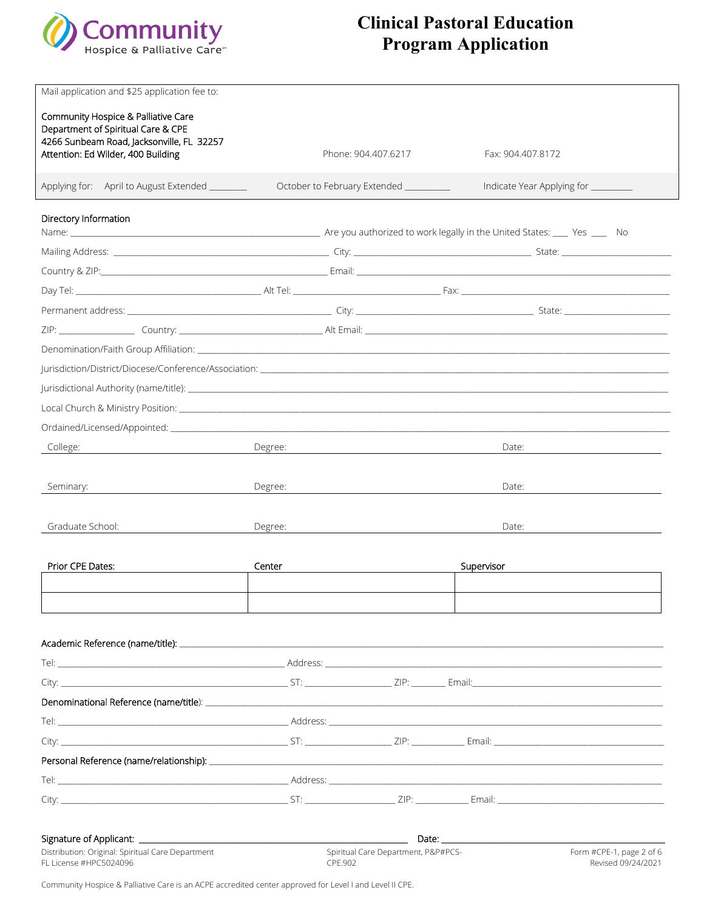Community Hospice & Palliative Care

# Clinical Pastoral Education Program Application

Mail application and $25 application fee to:

Community Hospice & Palliative Care
Department of Spiritual Care & CPE
4266 Sunbeam Road, Jacksonville, FL 32257
Attention: Ed Wilder, 400 Building

Phone: 904.407.6217

Fax: 904.407.8172

Applying for: April to August Extended ________ October to February Extended __________ Indicate Year Applying for _________

## Directory Information

Name: ______________________________ Are you authorized to work legally in the United States: ___ Yes ___ No

Mailing Address: ______________________________ City: ______________________ State: ______________

Country & ZIP: ______________________________ Email: ______________________________

Day Tel: ______________________ Alt Tel: ______________________ Fax: ______________________

Permanent address: ______________________________ City: ______________________ State: ______________

ZIP: ____________ Country: ______________________ Alt Email: ______________________________

Denomination/Faith Group Affiliation: ______________________________

Jurisdiction/District/Diocese/Conference/Association: ______________________________

Jurisdictional Authority (name/title): ______________________________

Local Church & Ministry Position: ______________________________

Ordained/Licensed/Appointed: ______________________________

College: ______________________ Degree: ______________________ Date: ______________

Seminary: ______________________ Degree: ______________________ Date: ______________

Graduate School: ______________________ Degree: ______________________ Date: ______________

| Prior CPE Dates: | Center | Supervisor |
|---|---|---|
| | | |
| | | |

Academic Reference (name/title): ______________________________

Tel: ______________________ Address: ______________________________

City: ______________________ ST: ____________ ZIP: _______ Email: ______________________

Denominational Reference (name/title): ______________________________

Tel: ______________________ Address: ______________________________

City: ______________________ ST: ____________ ZIP: _______ Email: ______________________

Personal Reference (name/relationship): ______________________________

Tel: ______________________ Address: ______________________________

City: ______________________ ST: ____________ ZIP: _______ Email: ______________________

Signature of Applicant: ______________________________ Date: ______________________

Distribution: Original: Spiritual Care Department
FL License #HPC5024096

Spiritual Care Department, P&P#PCS-CPE.902

Form #CPE-1
Revised 09/24/2021

Community Hospice & Palliative Care is an ACPE accredited center approved for Level I and Level II CPE.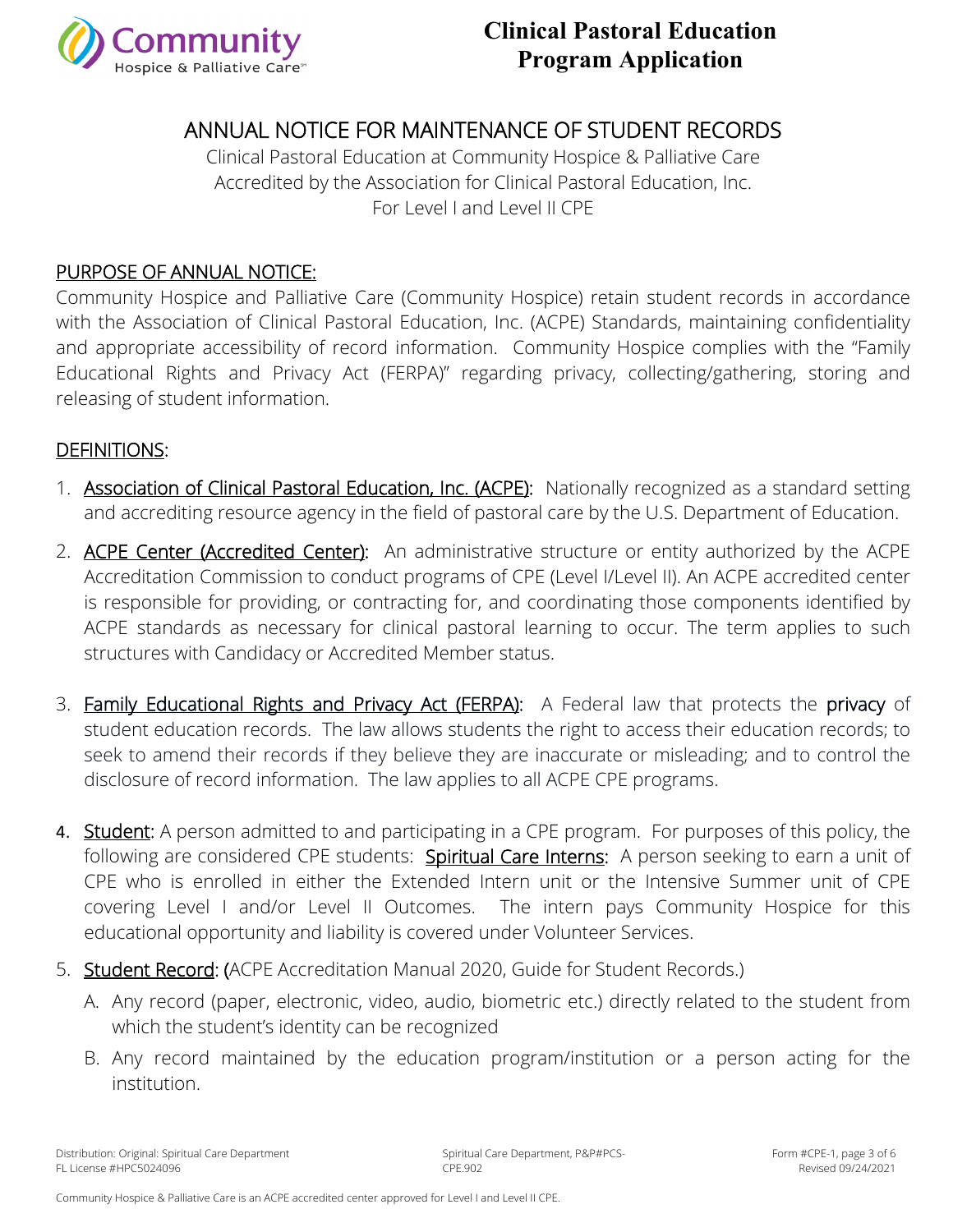# Clinical Pastoral Education Program Application

## ANNUAL NOTICE FOR MAINTENANCE OF STUDENT RECORDS

Clinical Pastoral Education at Community Hospice & Palliative Care
Accredited by the Association for Clinical Pastoral Education, Inc.
For Level I and Level II CPE

### PURPOSE OF ANNUAL NOTICE:

Community Hospice and Palliative Care (Community Hospice) retain student records in accordance with the Association of Clinical Pastoral Education, Inc. (ACPE) Standards, maintaining confidentiality and appropriate accessibility of record information. Community Hospice complies with the "Family Educational Rights and Privacy Act (FERPA)" regarding privacy, collecting/gathering, storing and releasing of student information.

### DEFINITIONS:

1. Association of Clinical Pastoral Education, Inc. (ACPE): Nationally recognized as a standard setting and accrediting resource agency in the field of pastoral care by the U.S. Department of Education.
2. ACPE Center (Accredited Center): An administrative structure or entity authorized by the ACPE Accreditation Commission to conduct programs of CPE (Level I/Level II). An ACPE accredited center is responsible for providing, or contracting for, and coordinating those components identified by ACPE standards as necessary for clinical pastoral learning to occur. The term applies to such structures with Candidacy or Accredited Member status.
3. Family Educational Rights and Privacy Act (FERPA): A Federal law that protects the privacy of student education records. The law allows students the right to access their education records; to seek to amend their records if they believe they are inaccurate or misleading; and to control the disclosure of record information. The law applies to all ACPE CPE programs.
4. Student: A person admitted to and participating in a CPE program. For purposes of this policy, the following are considered CPE students: Spiritual Care Interns: A person seeking to earn a unit of CPE who is enrolled in either the Extended Intern unit or the Intensive Summer unit of CPE covering Level I and/or Level II Outcomes. The intern pays Community Hospice for this educational opportunity and liability is covered under Volunteer Services.
5. Student Record: (ACPE Accreditation Manual 2020, Guide for Student Records.)
   - A. Any record (paper, electronic, video, audio, biometric etc.) directly related to the student from which the student's identity can be recognized
   - B. Any record maintained by the education program/institution or a person acting for the institution.

Distribution: Original: Spiritual Care Department
FL License #HPC5024096

Spiritual Care Department, P&P#PCS-CPE.902

Form #CPE-1, page 3 of 6
Revised 09/24/2021

Community Hospice & Palliative Care is an ACPE accredited center approved for Level I and Level II CPE.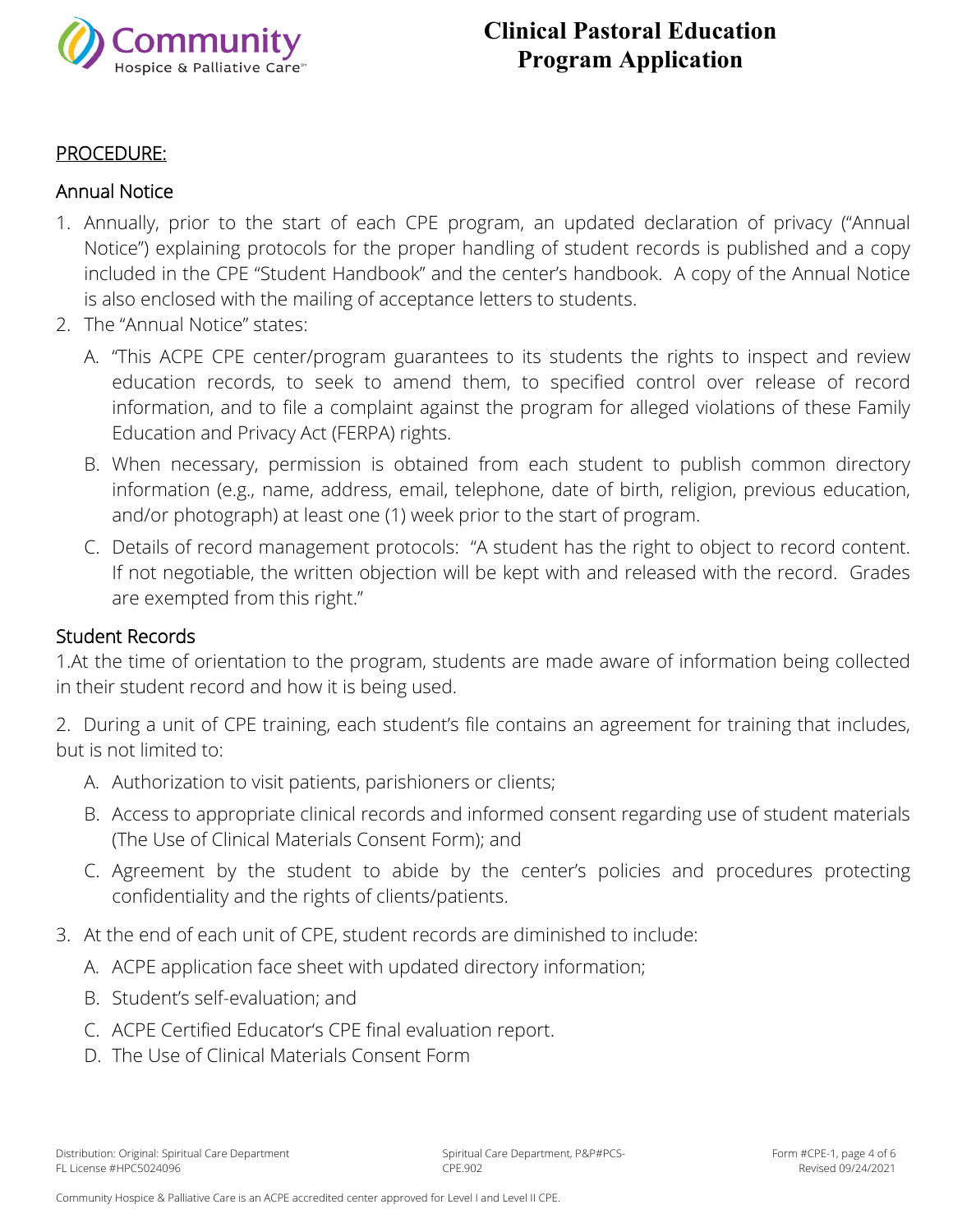## PROCEDURE:

### Annual Notice

1. Annually, prior to the start of each CPE program, an updated declaration of privacy ("Annual Notice") explaining protocols for the proper handling of student records is published and a copy included in the CPE "Student Handbook" and the center's handbook. A copy of the Annual Notice is also enclosed with the mailing of acceptance letters to students.
2. The "Annual Notice" states:
   A. "This ACPE CPE center/program guarantees to its students the rights to inspect and review education records, to seek to amend them, to specified control over release of record information, and to file a complaint against the program for alleged violations of these Family Education and Privacy Act (FERPA) rights.

   B. When necessary, permission is obtained from each student to publish common directory information (e.g., name, address, email, telephone, date of birth, religion, previous education, and/or photograph) at least one (1) week prior to the start of program.

   C. Details of record management protocols: "A student has the right to object to record content. If not negotiable, the written objection will be kept with and released with the record. Grades are exempted from this right."

### Student Records

1.At the time of orientation to the program, students are made aware of information being collected in their student record and how it is being used.

2. During a unit of CPE training, each student's file contains an agreement for training that includes, but is not limited to:

   A. Authorization to visit patients, parishioners or clients;

   B. Access to appropriate clinical records and informed consent regarding use of student materials (The Use of Clinical Materials Consent Form); and

   C. Agreement by the student to abide by the center's policies and procedures protecting confidentiality and the rights of clients/patients.

3. At the end of each unit of CPE, student records are diminished to include:

   A. ACPE application face sheet with updated directory information;

   B. Student's self-evaluation; and

   C. ACPE Certified Educator's CPE final evaluation report.

   D. The Use of Clinical Materials Consent Form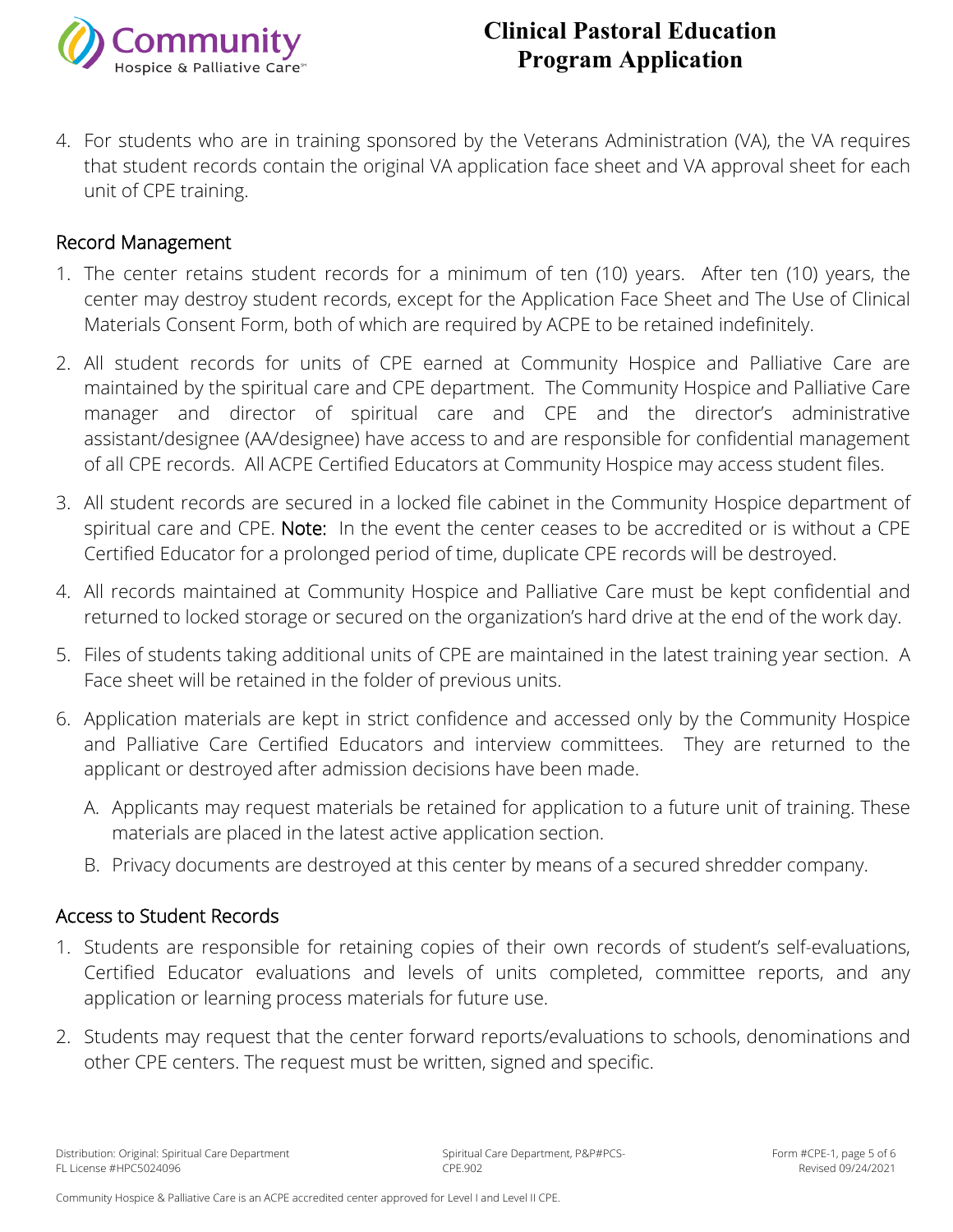4. For students who are in training sponsored by the Veterans Administration (VA), the VA requires that student records contain the original VA application face sheet and VA approval sheet for each unit of CPE training.

## Record Management

1. The center retains student records for a minimum of ten (10) years. After ten (10) years, the center may destroy student records, except for the Application Face Sheet and The Use of Clinical Materials Consent Form, both of which are required by ACPE to be retained indefinitely.
2. All student records for units of CPE earned at Community Hospice and Palliative Care are maintained by the spiritual care and CPE department. The Community Hospice and Palliative Care manager and director of spiritual care and CPE and the director's administrative assistant/designee (AA/designee) have access to and are responsible for confidential management of all CPE records. All ACPE Certified Educators at Community Hospice may access student files.
3. All student records are secured in a locked file cabinet in the Community Hospice department of spiritual care and CPE. **Note:** In the event the center ceases to be accredited or is without a CPE Certified Educator for a prolonged period of time, duplicate CPE records will be destroyed.
4. All records maintained at Community Hospice and Palliative Care must be kept confidential and returned to locked storage or secured on the organization's hard drive at the end of the work day.
5. Files of students taking additional units of CPE are maintained in the latest training year section. A Face sheet will be retained in the folder of previous units.
6. Application materials are kept in strict confidence and accessed only by the Community Hospice and Palliative Care Certified Educators and interview committees. They are returned to the applicant or destroyed after admission decisions have been made.
   A. Applicants may request materials be retained for application to a future unit of training. These materials are placed in the latest active application section.
   B. Privacy documents are destroyed at this center by means of a secured shredder company.

## Access to Student Records

1. Students are responsible for retaining copies of their own records of student's self-evaluations, Certified Educator evaluations and levels of units completed, committee reports, and any application or learning process materials for future use.
2. Students may request that the center forward reports/evaluations to schools, denominations and other CPE centers. The request must be written, signed and specific.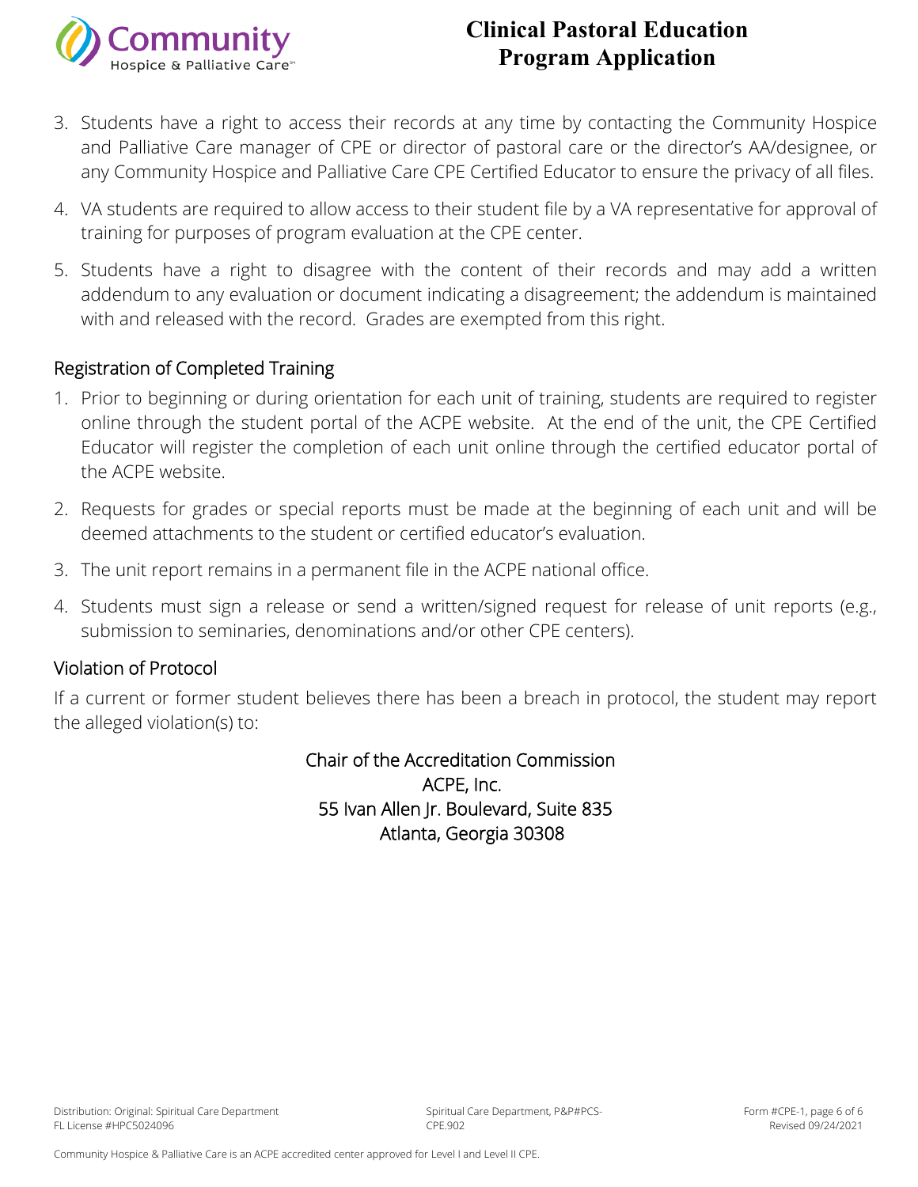3. Students have a right to access their records at any time by contacting the Community Hospice and Palliative Care manager of CPE or director of pastoral care or the director's AA/designee, or any Community Hospice and Palliative Care CPE Certified Educator to ensure the privacy of all files.
4. VA students are required to allow access to their student file by a VA representative for approval of training for purposes of program evaluation at the CPE center.
5. Students have a right to disagree with the content of their records and may add a written addendum to any evaluation or document indicating a disagreement; the addendum is maintained with and released with the record. Grades are exempted from this right.

## Registration of Completed Training

1. Prior to beginning or during orientation for each unit of training, students are required to register online through the student portal of the ACPE website. At the end of the unit, the CPE Certified Educator will register the completion of each unit online through the certified educator portal of the ACPE website.
2. Requests for grades or special reports must be made at the beginning of each unit and will be deemed attachments to the student or certified educator's evaluation.
3. The unit report remains in a permanent file in the ACPE national office.
4. Students must sign a release or send a written/signed request for release of unit reports (e.g., submission to seminaries, denominations and/or other CPE centers).

## Violation of Protocol

If a current or former student believes there has been a breach in protocol, the student may report the alleged violation(s) to:

Chair of the Accreditation Commission
ACPE, Inc.
55 Ivan Allen Jr. Boulevard, Suite 835
Atlanta, Georgia 30308

Distribution: Original: Spiritual Care Department
FL License #HPC5024096

Spiritual Care Department, P&P#PCS-CPE.902

Form #CPE-1
Revised 09/24/2021

Community Hospice & Palliative Care is an ACPE accredited center approved for Level I and Level II CPE.